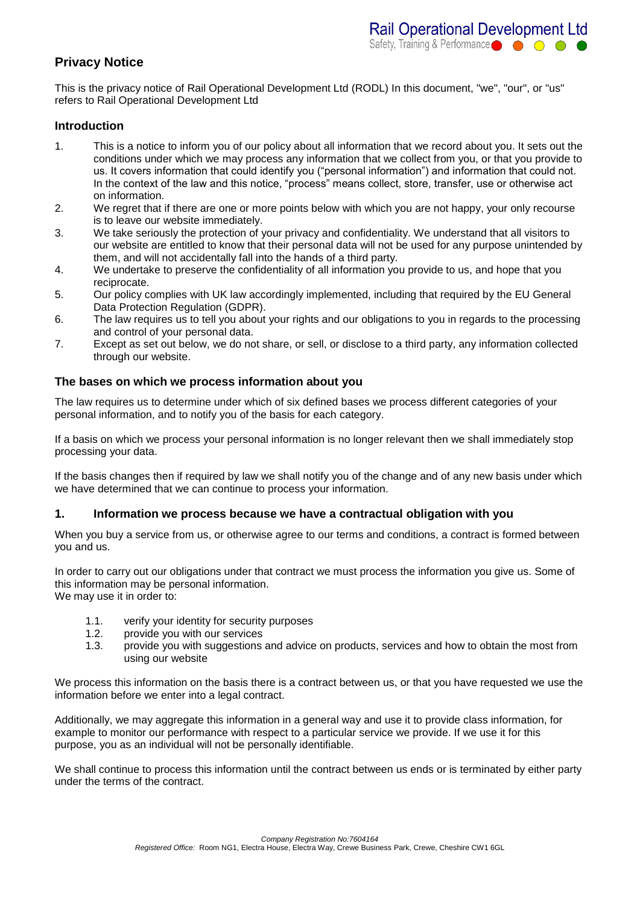## Privacy Notice

This is the privacy notice of Rail Operational Development Ltd (RODL) In this document, "we", "our", or "us" refers to Rail Operational Development Ltd

### Introduction

1. This is a notice to inform you of our policy about all information that we record about you. It sets out the conditions under which we may process any information that we collect from you, or that you provide to us. It covers information that could identify you ("personal information") and information that could not. In the context of the law and this notice, "process" means collect, store, transfer, use or otherwise act on information.
2. We regret that if there are one or more points below with which you are not happy, your only recourse is to leave our website immediately.
3. We take seriously the protection of your privacy and confidentiality. We understand that all visitors to our website are entitled to know that their personal data will not be used for any purpose unintended by them, and will not accidentally fall into the hands of a third party.
4. We undertake to preserve the confidentiality of all information you provide to us, and hope that you reciprocate.
5. Our policy complies with UK law accordingly implemented, including that required by the EU General Data Protection Regulation (GDPR).
6. The law requires us to tell you about your rights and our obligations to you in regards to the processing and control of your personal data.
7. Except as set out below, we do not share, or sell, or disclose to a third party, any information collected through our website.

### The bases on which we process information about you

The law requires us to determine under which of six defined bases we process different categories of your personal information, and to notify you of the basis for each category.

If a basis on which we process your personal information is no longer relevant then we shall immediately stop processing your data.

If the basis changes then if required by law we shall notify you of the change and of any new basis under which we have determined that we can continue to process your information.

### 1. Information we process because we have a contractual obligation with you

When you buy a service from us, or otherwise agree to our terms and conditions, a contract is formed between you and us.

In order to carry out our obligations under that contract we must process the information you give us. Some of this information may be personal information.
We may use it in order to:

- 1.1. verify your identity for security purposes
- 1.2. provide you with our services
- 1.3. provide you with suggestions and advice on products, services and how to obtain the most from using our website

We process this information on the basis there is a contract between us, or that you have requested we use the information before we enter into a legal contract.

Additionally, we may aggregate this information in a general way and use it to provide class information, for example to monitor our performance with respect to a particular service we provide. If we use it for this purpose, you as an individual will not be personally identifiable.

We shall continue to process this information until the contract between us ends or is terminated by either party under the terms of the contract.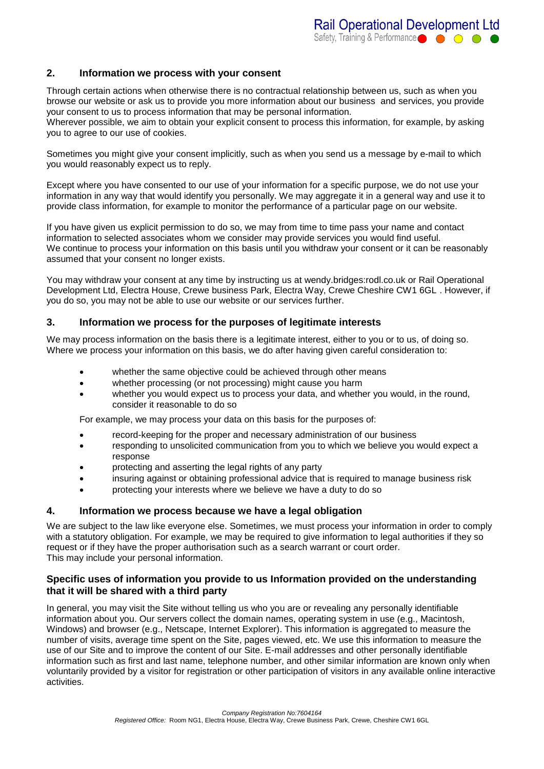## 2. Information we process with your consent

Through certain actions when otherwise there is no contractual relationship between us, such as when you browse our website or ask us to provide you more information about our business and services, you provide your consent to us to process information that may be personal information.
Wherever possible, we aim to obtain your explicit consent to process this information, for example, by asking you to agree to our use of cookies.

Sometimes you might give your consent implicitly, such as when you send us a message by e-mail to which you would reasonably expect us to reply.

Except where you have consented to our use of your information for a specific purpose, we do not use your information in any way that would identify you personally. We may aggregate it in a general way and use it to provide class information, for example to monitor the performance of a particular page on our website.

If you have given us explicit permission to do so, we may from time to time pass your name and contact information to selected associates whom we consider may provide services you would find useful.
We continue to process your information on this basis until you withdraw your consent or it can be reasonably assumed that your consent no longer exists.

You may withdraw your consent at any time by instructing us at wendy.bridges:rodl.co.uk or Rail Operational Development Ltd, Electra House, Crewe business Park, Electra Way, Crewe Cheshire CW1 6GL . However, if you do so, you may not be able to use our website or our services further.

## 3. Information we process for the purposes of legitimate interests

We may process information on the basis there is a legitimate interest, either to you or to us, of doing so. Where we process your information on this basis, we do after having given careful consideration to:

- whether the same objective could be achieved through other means
- whether processing (or not processing) might cause you harm
- whether you would expect us to process your data, and whether you would, in the round, consider it reasonable to do so

For example, we may process your data on this basis for the purposes of:

- record-keeping for the proper and necessary administration of our business
- responding to unsolicited communication from you to which we believe you would expect a response
- protecting and asserting the legal rights of any party
- insuring against or obtaining professional advice that is required to manage business risk
- protecting your interests where we believe we have a duty to do so

## 4. Information we process because we have a legal obligation

We are subject to the law like everyone else. Sometimes, we must process your information in order to comply with a statutory obligation. For example, we may be required to give information to legal authorities if they so request or if they have the proper authorisation such as a search warrant or court order.
This may include your personal information.

### Specific uses of information you provide to us Information provided on the understanding that it will be shared with a third party

In general, you may visit the Site without telling us who you are or revealing any personally identifiable information about you. Our servers collect the domain names, operating system in use (e.g., Macintosh, Windows) and browser (e.g., Netscape, Internet Explorer). This information is aggregated to measure the number of visits, average time spent on the Site, pages viewed, etc. We use this information to measure the use of our Site and to improve the content of our Site. E-mail addresses and other personally identifiable information such as first and last name, telephone number, and other similar information are known only when voluntarily provided by a visitor for registration or other participation of visitors in any available online interactive activities.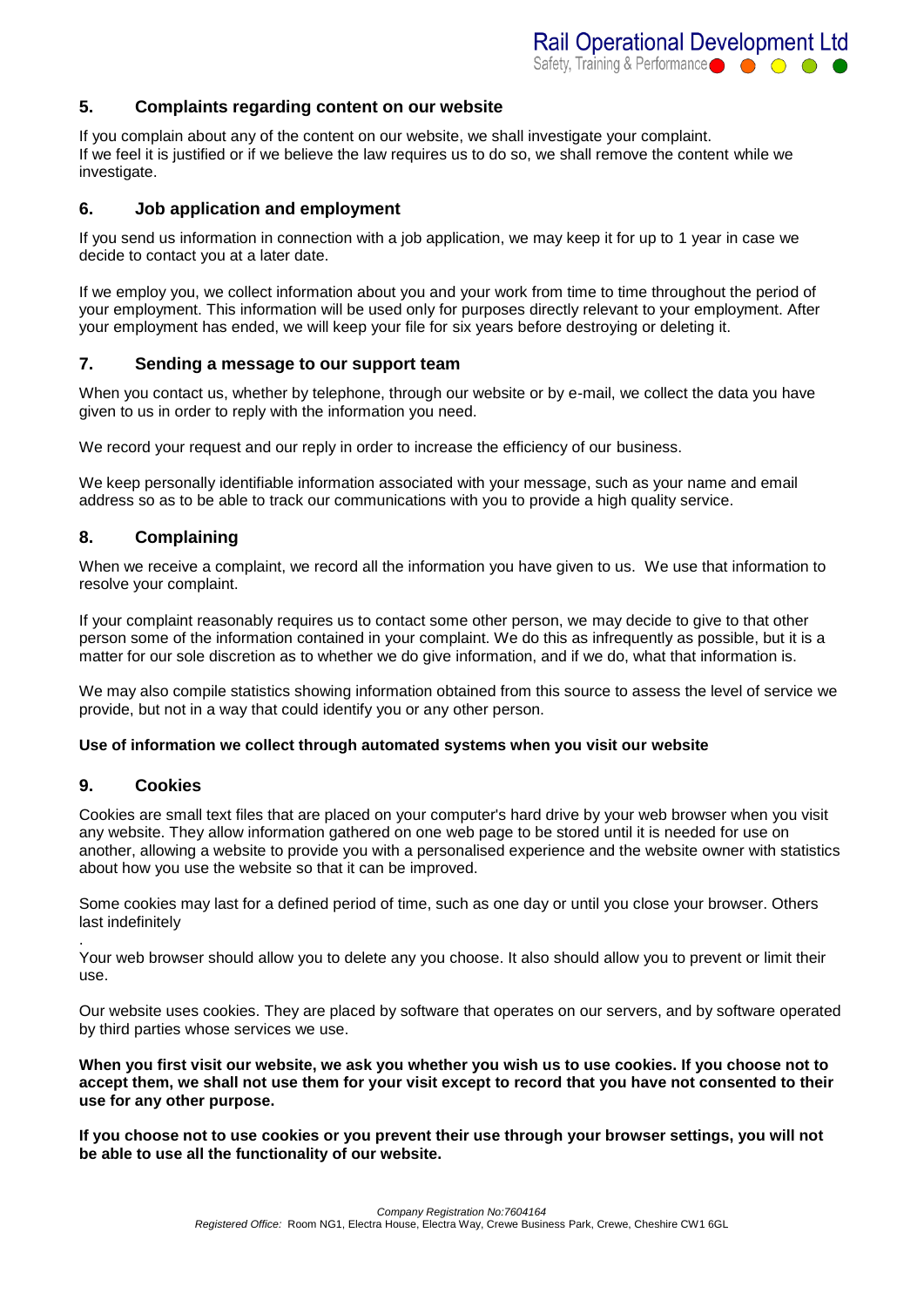## 5. Complaints regarding content on our website

If you complain about any of the content on our website, we shall investigate your complaint.
If we feel it is justified or if we believe the law requires us to do so, we shall remove the content while we investigate.

## 6. Job application and employment

If you send us information in connection with a job application, we may keep it for up to 1 year in case we decide to contact you at a later date.

If we employ you, we collect information about you and your work from time to time throughout the period of your employment. This information will be used only for purposes directly relevant to your employment. After your employment has ended, we will keep your file for six years before destroying or deleting it.

## 7. Sending a message to our support team

When you contact us, whether by telephone, through our website or by e-mail, we collect the data you have given to us in order to reply with the information you need.

We record your request and our reply in order to increase the efficiency of our business.

We keep personally identifiable information associated with your message, such as your name and email address so as to be able to track our communications with you to provide a high quality service.

## 8. Complaining

When we receive a complaint, we record all the information you have given to us. We use that information to resolve your complaint.

If your complaint reasonably requires us to contact some other person, we may decide to give to that other person some of the information contained in your complaint. We do this as infrequently as possible, but it is a matter for our sole discretion as to whether we do give information, and if we do, what that information is.

We may also compile statistics showing information obtained from this source to assess the level of service we provide, but not in a way that could identify you or any other person.

**Use of information we collect through automated systems when you visit our website**

## 9. Cookies

Cookies are small text files that are placed on your computer's hard drive by your web browser when you visit any website. They allow information gathered on one web page to be stored until it is needed for use on another, allowing a website to provide you with a personalised experience and the website owner with statistics about how you use the website so that it can be improved.

Some cookies may last for a defined period of time, such as one day or until you close your browser. Others last indefinitely

.
Your web browser should allow you to delete any you choose. It also should allow you to prevent or limit their use.

Our website uses cookies. They are placed by software that operates on our servers, and by software operated by third parties whose services we use.

**When you first visit our website, we ask you whether you wish us to use cookies. If you choose not to accept them, we shall not use them for your visit except to record that you have not consented to their use for any other purpose.**

**If you choose not to use cookies or you prevent their use through your browser settings, you will not be able to use all the functionality of our website.**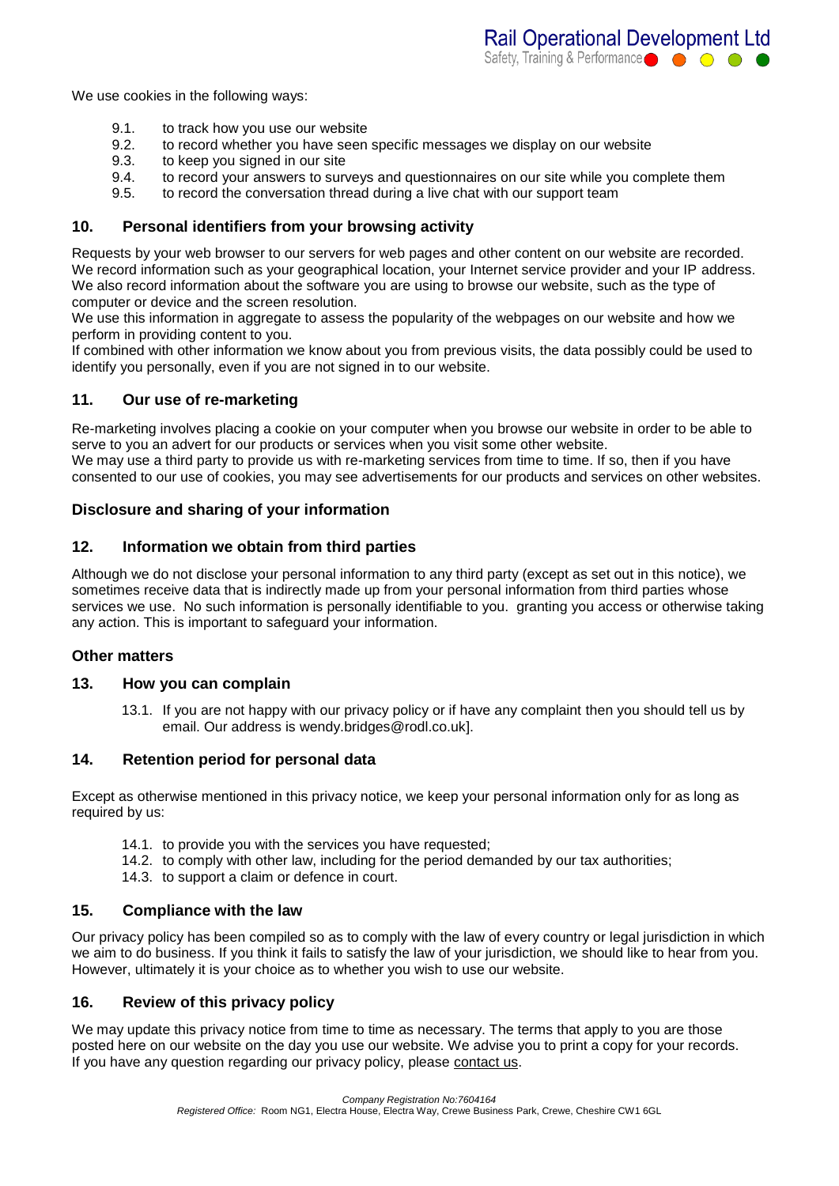We use cookies in the following ways:

9.1. to track how you use our website
9.2. to record whether you have seen specific messages we display on our website
9.3. to keep you signed in our site
9.4. to record your answers to surveys and questionnaires on our site while you complete them
9.5. to record the conversation thread during a live chat with our support team

### 10. Personal identifiers from your browsing activity

Requests by your web browser to our servers for web pages and other content on our website are recorded. We record information such as your geographical location, your Internet service provider and your IP address. We also record information about the software you are using to browse our website, such as the type of computer or device and the screen resolution.
We use this information in aggregate to assess the popularity of the webpages on our website and how we perform in providing content to you.
If combined with other information we know about you from previous visits, the data possibly could be used to identify you personally, even if you are not signed in to our website.

### 11. Our use of re-marketing

Re-marketing involves placing a cookie on your computer when you browse our website in order to be able to serve to you an advert for our products or services when you visit some other website.
We may use a third party to provide us with re-marketing services from time to time. If so, then if you have consented to our use of cookies, you may see advertisements for our products and services on other websites.

## Disclosure and sharing of your information

### 12. Information we obtain from third parties

Although we do not disclose your personal information to any third party (except as set out in this notice), we sometimes receive data that is indirectly made up from your personal information from third parties whose services we use. No such information is personally identifiable to you. granting you access or otherwise taking any action. This is important to safeguard your information.

## Other matters

### 13. How you can complain

13.1. If you are not happy with our privacy policy or if have any complaint then you should tell us by email. Our address is wendy.bridges@rodl.co.uk].

### 14. Retention period for personal data

Except as otherwise mentioned in this privacy notice, we keep your personal information only for as long as required by us:

14.1. to provide you with the services you have requested;
14.2. to comply with other law, including for the period demanded by our tax authorities;
14.3. to support a claim or defence in court.

### 15. Compliance with the law

Our privacy policy has been compiled so as to comply with the law of every country or legal jurisdiction in which we aim to do business. If you think it fails to satisfy the law of your jurisdiction, we should like to hear from you. However, ultimately it is your choice as to whether you wish to use our website.

### 16. Review of this privacy policy

We may update this privacy notice from time to time as necessary. The terms that apply to you are those posted here on our website on the day you use our website. We advise you to print a copy for your records. If you have any question regarding our privacy policy, please contact us.